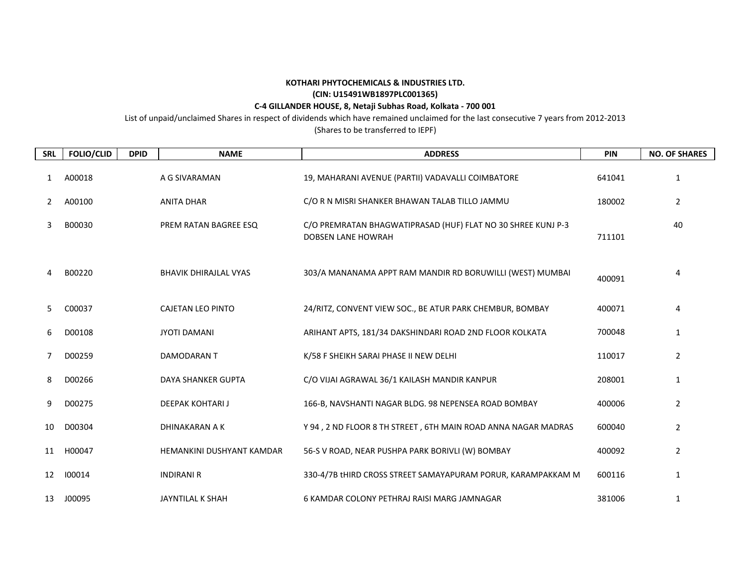**KOTHARI PHYTOCHEMICALS & INDUSTRIES LTD.**

**(CIN: U15491WB1897PLC001365)**

**C-4 GILLANDER HOUSE, 8, Netaji Subhas Road, Kolkata - 700 001**

List of unpaid/unclaimed Shares in respect of dividends which have remained unclaimed for the last consecutive 7 years from 2012-2013

(Shares to be transferred to IEPF)

| SRL | FOLIO/CLID | DPID | NAME | ADDRESS | PIN | NO. OF SHARES |
|---|---|---|---|---|---|---|
| 1 | A00018 | | A G SIVARAMAN | 19, MAHARANI AVENUE (PARTII) VADAVALLI COIMBATORE | 641041 | 1 |
| 2 | A00100 | | ANITA DHAR | C/O R N MISRI SHANKER BHAWAN TALAB TILLO JAMMU | 180002 | 2 |
| 3 | B00030 | | PREM RATAN BAGREE ESQ | C/O PREMRATAN BHAGWATIPRASAD (HUF) FLAT NO 30 SHREE KUNJ P-3 DOBSEN LANE HOWRAH | 711101 | 40 |
| 4 | B00220 | | BHAVIK DHIRAJLAL VYAS | 303/A MANANAMA APPT RAM MANDIR RD BORUWILLI (WEST) MUMBAI | 400091 | 4 |
| 5 | C00037 | | CAJETAN LEO PINTO | 24/RITZ, CONVENT VIEW SOC., BE ATUR PARK CHEMBUR, BOMBAY | 400071 | 4 |
| 6 | D00108 | | JYOTI DAMANI | ARIHANT APTS, 181/34 DAKSHINDARI ROAD 2ND FLOOR KOLKATA | 700048 | 1 |
| 7 | D00259 | | DAMODARAN T | K/58 F SHEIKH SARAI PHASE II NEW DELHI | 110017 | 2 |
| 8 | D00266 | | DAYA SHANKER GUPTA | C/O VIJAI AGRAWAL 36/1 KAILASH MANDIR KANPUR | 208001 | 1 |
| 9 | D00275 | | DEEPAK KOHTARI J | 166-B, NAVSHANTI NAGAR BLDG. 98 NEPENSEA ROAD BOMBAY | 400006 | 2 |
| 10 | D00304 | | DHINAKARAN A K | Y 94 , 2 ND FLOOR 8 TH STREET , 6TH MAIN ROAD ANNA NAGAR MADRAS | 600040 | 2 |
| 11 | H00047 | | HEMANKINI DUSHYANT KAMDAR | 56-S V ROAD, NEAR PUSHPA PARK BORIVLI (W) BOMBAY | 400092 | 2 |
| 12 | I00014 | | INDIRANI R | 330-4/7B tHIRD CROSS STREET SAMAYAPURAM PORUR, KARAMPAKKAM M | 600116 | 1 |
| 13 | J00095 | | JAYNTILAL K SHAH | 6 KAMDAR COLONY PETHRAJ RAISI MARG JAMNAGAR | 381006 | 1 |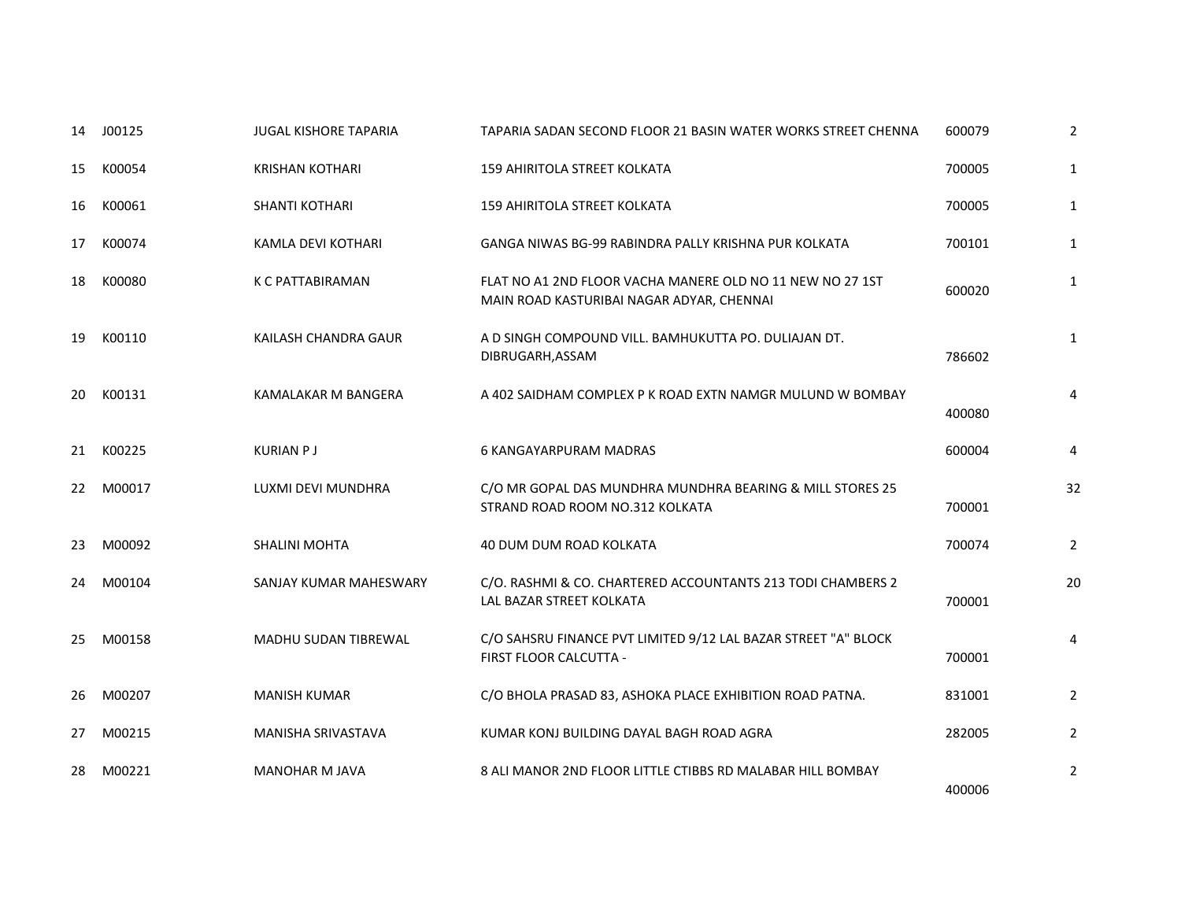| | | | | | |
|---|---|---|---|---|---|
| 14 | J00125 | JUGAL KISHORE TAPARIA | TAPARIA SADAN SECOND FLOOR 21 BASIN WATER WORKS STREET CHENNA | 600079 | 2 |
| 15 | K00054 | KRISHAN KOTHARI | 159 AHIRITOLA STREET KOLKATA | 700005 | 1 |
| 16 | K00061 | SHANTI KOTHARI | 159 AHIRITOLA STREET KOLKATA | 700005 | 1 |
| 17 | K00074 | KAMLA DEVI KOTHARI | GANGA NIWAS BG-99 RABINDRA PALLY KRISHNA PUR KOLKATA | 700101 | 1 |
| 18 | K00080 | K C PATTABIRAMAN | FLAT NO A1 2ND FLOOR VACHA MANERE OLD NO 11 NEW NO 27 1ST MAIN ROAD KASTURIBAI NAGAR ADYAR, CHENNAI | 600020 | 1 |
| 19 | K00110 | KAILASH CHANDRA GAUR | A D SINGH COMPOUND VILL. BAMHUKUTTA PO. DULIAJAN DT. DIBRUGARH,ASSAM | 786602 | 1 |
| 20 | K00131 | KAMALAKAR M BANGERA | A 402 SAIDHAM COMPLEX P K ROAD EXTN NAMGR MULUND W BOMBAY | 400080 | 4 |
| 21 | K00225 | KURIAN P J | 6 KANGAYARPURAM MADRAS | 600004 | 4 |
| 22 | M00017 | LUXMI DEVI MUNDHRA | C/O MR GOPAL DAS MUNDHRA MUNDHRA BEARING & MILL STORES 25 STRAND ROAD ROOM NO.312 KOLKATA | 700001 | 32 |
| 23 | M00092 | SHALINI MOHTA | 40 DUM DUM ROAD KOLKATA | 700074 | 2 |
| 24 | M00104 | SANJAY KUMAR MAHESWARY | C/O. RASHMI & CO. CHARTERED ACCOUNTANTS 213 TODI CHAMBERS 2 LAL BAZAR STREET KOLKATA | 700001 | 20 |
| 25 | M00158 | MADHU SUDAN TIBREWAL | C/O SAHSRU FINANCE PVT LIMITED 9/12 LAL BAZAR STREET "A" BLOCK FIRST FLOOR CALCUTTA - | 700001 | 4 |
| 26 | M00207 | MANISH KUMAR | C/O BHOLA PRASAD 83, ASHOKA PLACE EXHIBITION ROAD PATNA. | 831001 | 2 |
| 27 | M00215 | MANISHA SRIVASTAVA | KUMAR KONJ BUILDING DAYAL BAGH ROAD AGRA | 282005 | 2 |
| 28 | M00221 | MANOHAR M JAVA | 8 ALI MANOR 2ND FLOOR LITTLE CTIBBS RD MALABAR HILL BOMBAY | 400006 | 2 |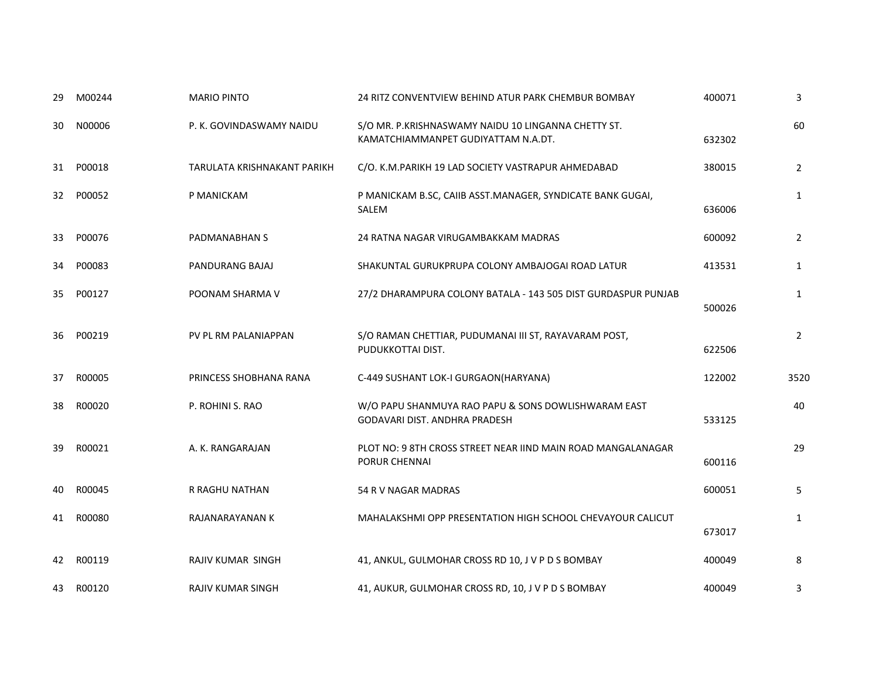| | | | | | |
|---|---|---|---|---|---|
| 29 | M00244 | MARIO PINTO | 24 RITZ CONVENTVIEW BEHIND ATUR PARK CHEMBUR BOMBAY | 400071 | 3 |
| 30 | N00006 | P. K. GOVINDASWAMY NAIDU | S/O MR. P.KRISHNASWAMY NAIDU 10 LINGANNA CHETTY ST. KAMATCHIAMMANPET GUDIYATTAM N.A.DT. | 632302 | 60 |
| 31 | P00018 | TARULATA KRISHNAKANT PARIKH | C/O. K.M.PARIKH 19 LAD SOCIETY VASTRAPUR AHMEDABAD | 380015 | 2 |
| 32 | P00052 | P MANICKAM | P MANICKAM B.SC, CAIIB ASST.MANAGER, SYNDICATE BANK GUGAI, SALEM | 636006 | 1 |
| 33 | P00076 | PADMANABHAN S | 24 RATNA NAGAR VIRUGAMBAKKAM MADRAS | 600092 | 2 |
| 34 | P00083 | PANDURANG BAJAJ | SHAKUNTAL GURUKPRUPA COLONY AMBAJOGAI ROAD LATUR | 413531 | 1 |
| 35 | P00127 | POONAM SHARMA V | 27/2 DHARAMPURA COLONY BATALA - 143 505 DIST GURDASPUR PUNJAB | 500026 | 1 |
| 36 | P00219 | PV PL RM PALANIAPPAN | S/O RAMAN CHETTIAR, PUDUMANAI III ST, RAYAVARAM POST, PUDUKKOTTAI DIST. | 622506 | 2 |
| 37 | R00005 | PRINCESS SHOBHANA RANA | C-449 SUSHANT LOK-I GURGAON(HARYANA) | 122002 | 3520 |
| 38 | R00020 | P. ROHINI S. RAO | W/O PAPU SHANMUYA RAO PAPU & SONS DOWLISHWARAM EAST GODAVARI DIST. ANDHRA PRADESH | 533125 | 40 |
| 39 | R00021 | A. K. RANGARAJAN | PLOT NO: 9 8TH CROSS STREET NEAR IIND MAIN ROAD MANGALANAGAR PORUR CHENNAI | 600116 | 29 |
| 40 | R00045 | R RAGHU NATHAN | 54 R V NAGAR MADRAS | 600051 | 5 |
| 41 | R00080 | RAJANARAYANAN K | MAHALAKSHMI OPP PRESENTATION HIGH SCHOOL CHEVAYOUR CALICUT | 673017 | 1 |
| 42 | R00119 | RAJIV KUMAR SINGH | 41, ANKUL, GULMOHAR CROSS RD 10, J V P D S BOMBAY | 400049 | 8 |
| 43 | R00120 | RAJIV KUMAR SINGH | 41, AUKUR, GULMOHAR CROSS RD, 10, J V P D S BOMBAY | 400049 | 3 |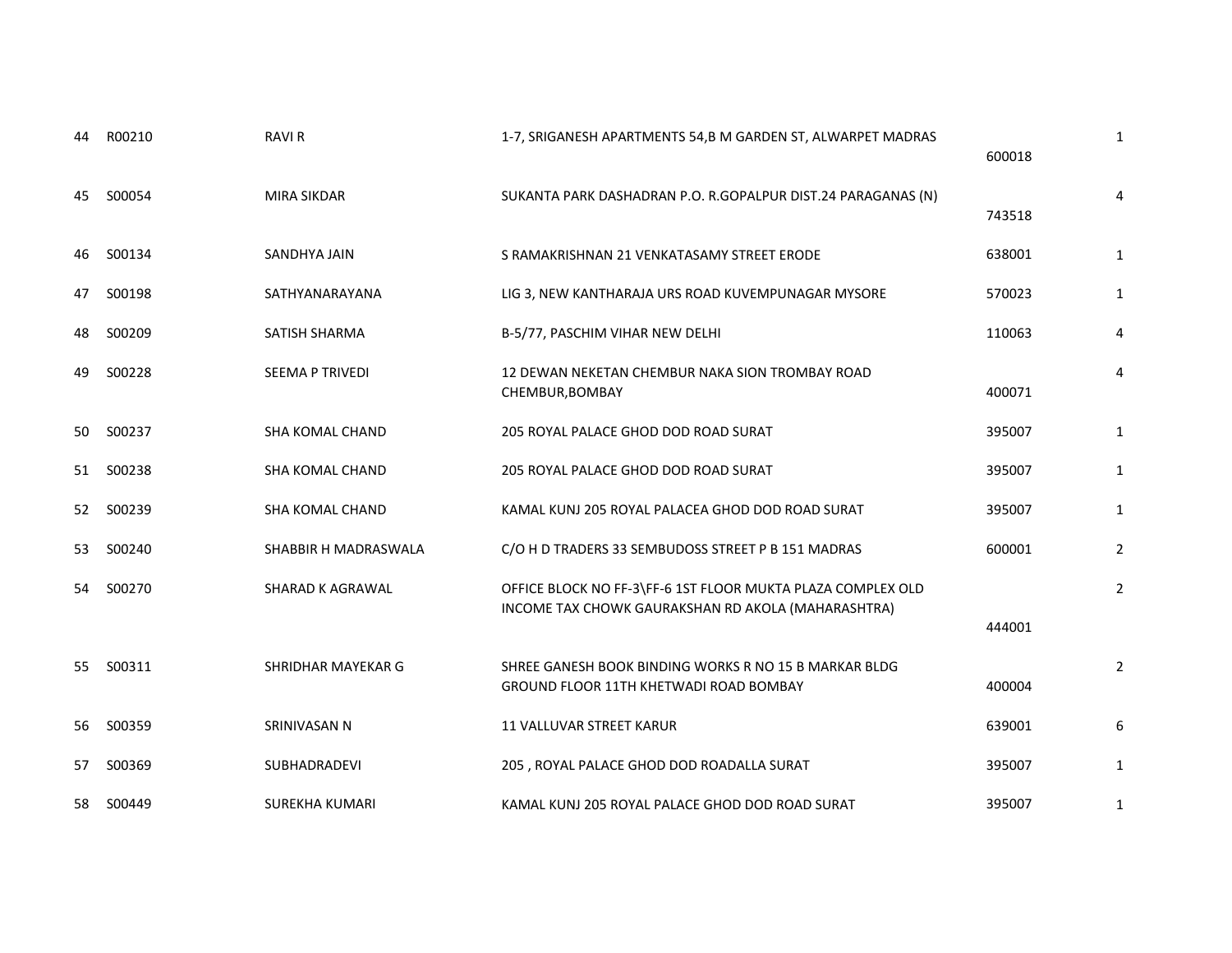| | | | | | |
|---|---|---|---|---|---|
| 44 | R00210 | RAVI R | 1-7, SRIGANESH APARTMENTS 54,B M GARDEN ST, ALWARPET MADRAS | 600018 | 1 |
| 45 | S00054 | MIRA SIKDAR | SUKANTA PARK DASHADRAN P.O. R.GOPALPUR DIST.24 PARAGANAS (N) | 743518 | 4 |
| 46 | S00134 | SANDHYA JAIN | S RAMAKRISHNAN 21 VENKATASAMY STREET ERODE | 638001 | 1 |
| 47 | S00198 | SATHYANARAYANA | LIG 3, NEW KANTHARAJA URS ROAD KUVEMPUNAGAR MYSORE | 570023 | 1 |
| 48 | S00209 | SATISH SHARMA | B-5/77, PASCHIM VIHAR NEW DELHI | 110063 | 4 |
| 49 | S00228 | SEEMA P TRIVEDI | 12 DEWAN NEKETAN CHEMBUR NAKA SION TROMBAY ROAD CHEMBUR,BOMBAY | 400071 | 4 |
| 50 | S00237 | SHA KOMAL CHAND | 205 ROYAL PALACE GHOD DOD ROAD SURAT | 395007 | 1 |
| 51 | S00238 | SHA KOMAL CHAND | 205 ROYAL PALACE GHOD DOD ROAD SURAT | 395007 | 1 |
| 52 | S00239 | SHA KOMAL CHAND | KAMAL KUNJ 205 ROYAL PALACEA GHOD DOD ROAD SURAT | 395007 | 1 |
| 53 | S00240 | SHABBIR H MADRASWALA | C/O H D TRADERS 33 SEMBUDOSS STREET P B 151 MADRAS | 600001 | 2 |
| 54 | S00270 | SHARAD K AGRAWAL | OFFICE BLOCK NO FF-3\FF-6 1ST FLOOR MUKTA PLAZA COMPLEX OLD INCOME TAX CHOWK GAURAKSHAN RD AKOLA (MAHARASHTRA) | 444001 | 2 |
| 55 | S00311 | SHRIDHAR MAYEKAR G | SHREE GANESH BOOK BINDING WORKS R NO 15 B MARKAR BLDG GROUND FLOOR 11TH KHETWADI ROAD BOMBAY | 400004 | 2 |
| 56 | S00359 | SRINIVASAN N | 11 VALLUVAR STREET KARUR | 639001 | 6 |
| 57 | S00369 | SUBHADRADEVI | 205 , ROYAL PALACE GHOD DOD ROADALLA SURAT | 395007 | 1 |
| 58 | S00449 | SUREKHA KUMARI | KAMAL KUNJ 205 ROYAL PALACE GHOD DOD ROAD SURAT | 395007 | 1 |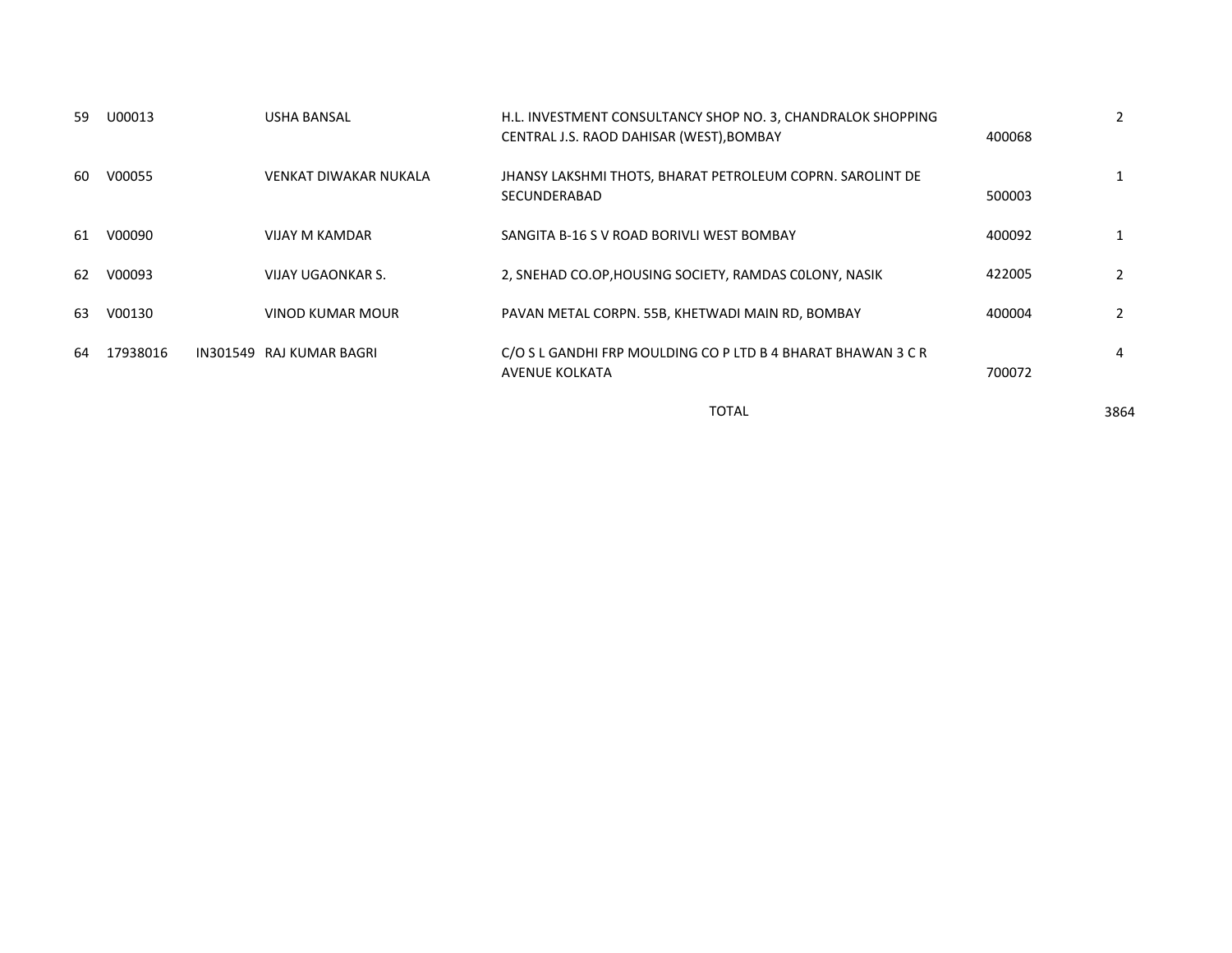| | | | | | | |
|---|---|---|---|---|---|---|
| 59 | U00013 | | USHA BANSAL | H.L. INVESTMENT CONSULTANCY SHOP NO. 3, CHANDRALOK SHOPPING CENTRAL J.S. RAOD DAHISAR (WEST),BOMBAY | 400068 | 2 |
| 60 | V00055 | | VENKAT DIWAKAR NUKALA | JHANSY LAKSHMI THOTS, BHARAT PETROLEUM COPRN. SAROLINT DE SECUNDERABAD | 500003 | 1 |
| 61 | V00090 | | VIJAY M KAMDAR | SANGITA B-16 S V ROAD BORIVLI WEST BOMBAY | 400092 | 1 |
| 62 | V00093 | | VIJAY UGAONKAR S. | 2, SNEHAD CO.OP,HOUSING SOCIETY, RAMDAS C0LONY, NASIK | 422005 | 2 |
| 63 | V00130 | | VINOD KUMAR MOUR | PAVAN METAL CORPN. 55B, KHETWADI MAIN RD, BOMBAY | 400004 | 2 |
| 64 | 17938016 | IN301549 | RAJ KUMAR BAGRI | C/O S L GANDHI FRP MOULDING CO P LTD B 4 BHARAT BHAWAN 3 C R AVENUE KOLKATA | 700072 | 4 |
| | | | | TOTAL | | 3864 |